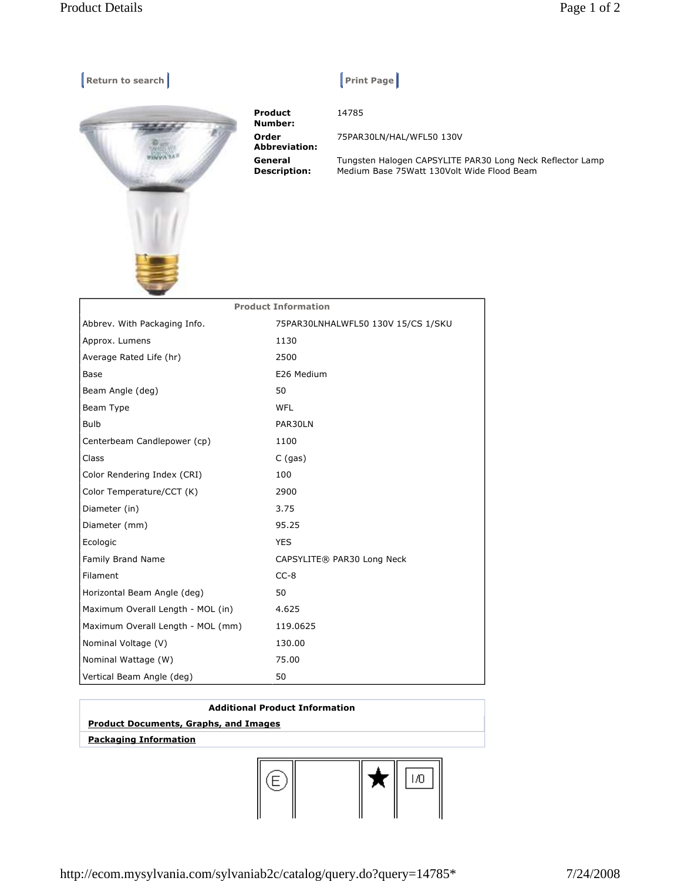Return to search | Print Page

**Product Number:** 14785

**Order Abbreviation:** 75PAR30LN/HAL/WFL50 130V

**General Description:** Tungsten Halogen CAPSYLITE PAR30 Long Neck Reflector Lamp Medium Base 75Watt 130Volt Wide Flood Beam

| Product Information | |
|---|---|
| Abbrev. With Packaging Info. | 75PAR30LNHALWFL50 130V 15/CS 1/SKU |
| Approx. Lumens | 1130 |
| Average Rated Life (hr) | 2500 |
| Base | E26 Medium |
| Beam Angle (deg) | 50 |
| Beam Type | WFL |
| Bulb | PAR30LN |
| Centerbeam Candlepower (cp) | 1100 |
| Class | C (gas) |
| Color Rendering Index (CRI) | 100 |
| Color Temperature/CCT (K) | 2900 |
| Diameter (in) | 3.75 |
| Diameter (mm) | 95.25 |
| Ecologic | YES |
| Family Brand Name | CAPSYLITE® PAR30 Long Neck |
| Filament | CC-8 |
| Horizontal Beam Angle (deg) | 50 |
| Maximum Overall Length - MOL (in) | 4.625 |
| Maximum Overall Length - MOL (mm) | 119.0625 |
| Nominal Voltage (V) | 130.00 |
| Nominal Wattage (W) | 75.00 |
| Vertical Beam Angle (deg) | 50 |

| Additional Product Information |
|---|
| **Product Documents, Graphs, and Images** |
| **Packaging Information** |

| (E) | | ★ | I/O |
|---|---|---|---|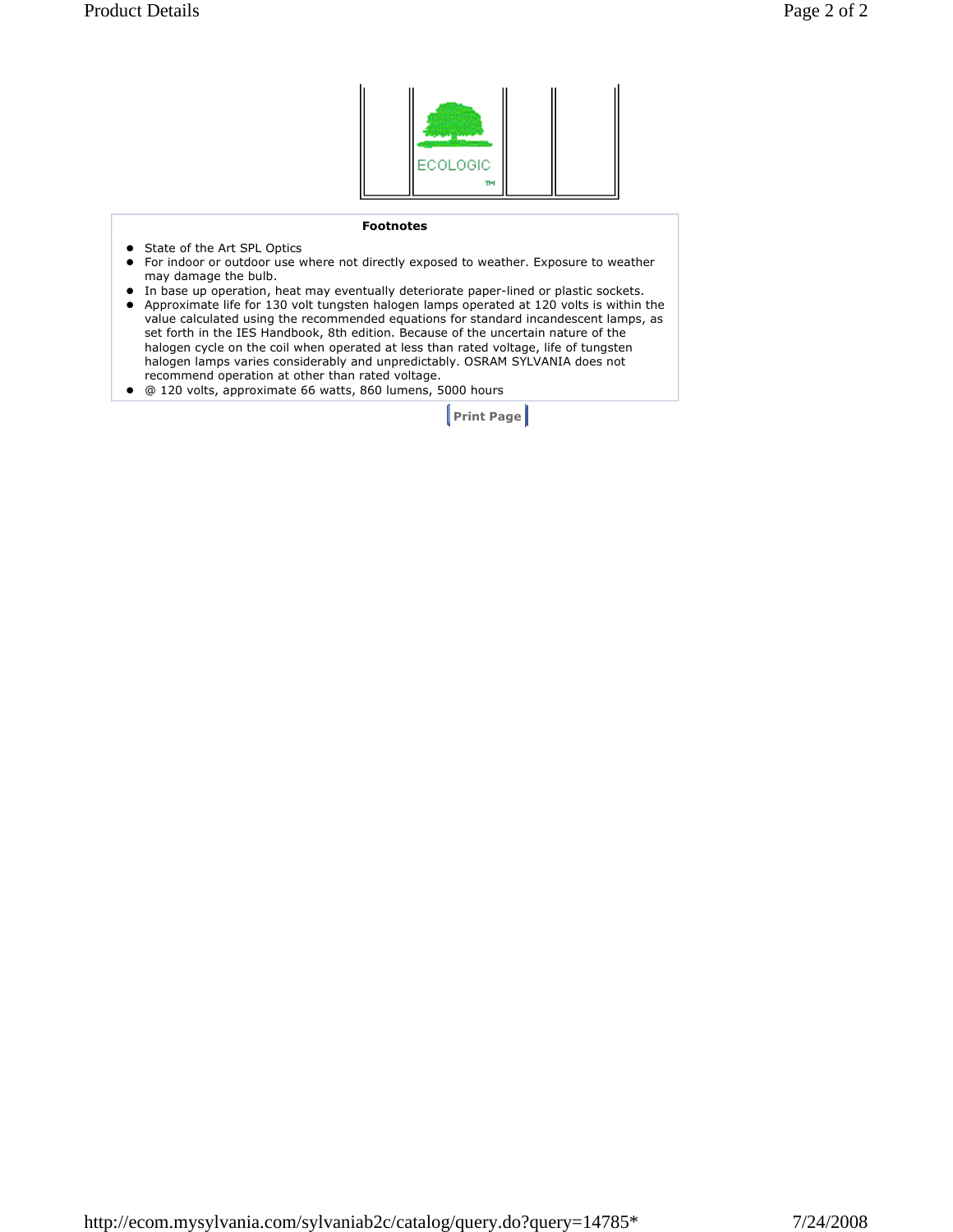ECOLOGIC ™

**Footnotes**

- State of the Art SPL Optics
- For indoor or outdoor use where not directly exposed to weather. Exposure to weather may damage the bulb.
- In base up operation, heat may eventually deteriorate paper-lined or plastic sockets.
- Approximate life for 130 volt tungsten halogen lamps operated at 120 volts is within the value calculated using the recommended equations for standard incandescent lamps, as set forth in the IES Handbook, 8th edition. Because of the uncertain nature of the halogen cycle on the coil when operated at less than rated voltage, life of tungsten halogen lamps varies considerably and unpredictably. OSRAM SYLVANIA does not recommend operation at other than rated voltage.
- @ 120 volts, approximate 66 watts, 860 lumens, 5000 hours

Print Page